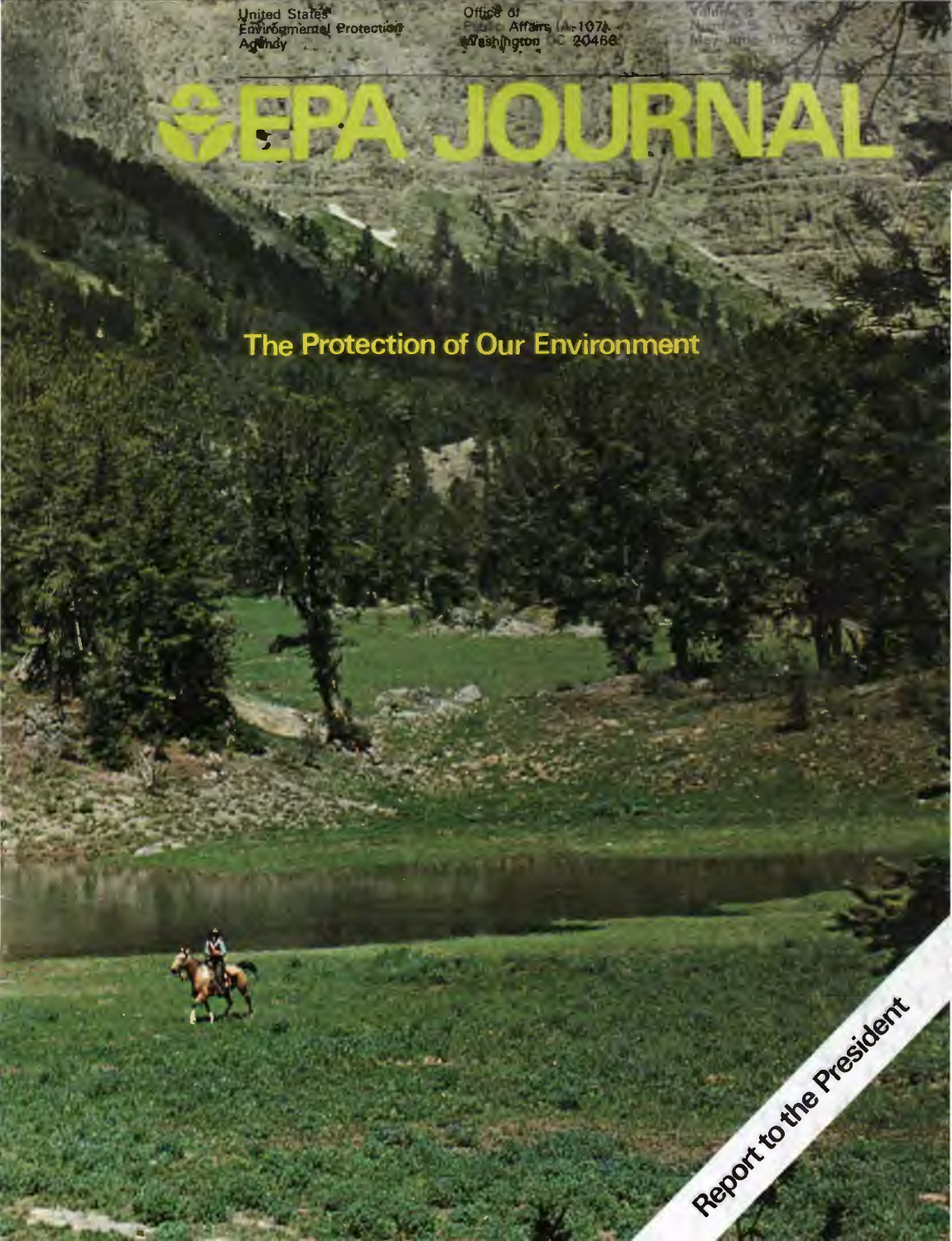United States
Environmental Protection
Agency

Office of
Public Affairs (A-107)
Washington DC 20460

Volume 8
Number 3
May-June 1982

# EPA JOURNAL

## The Protection of Our Environment

Report to the President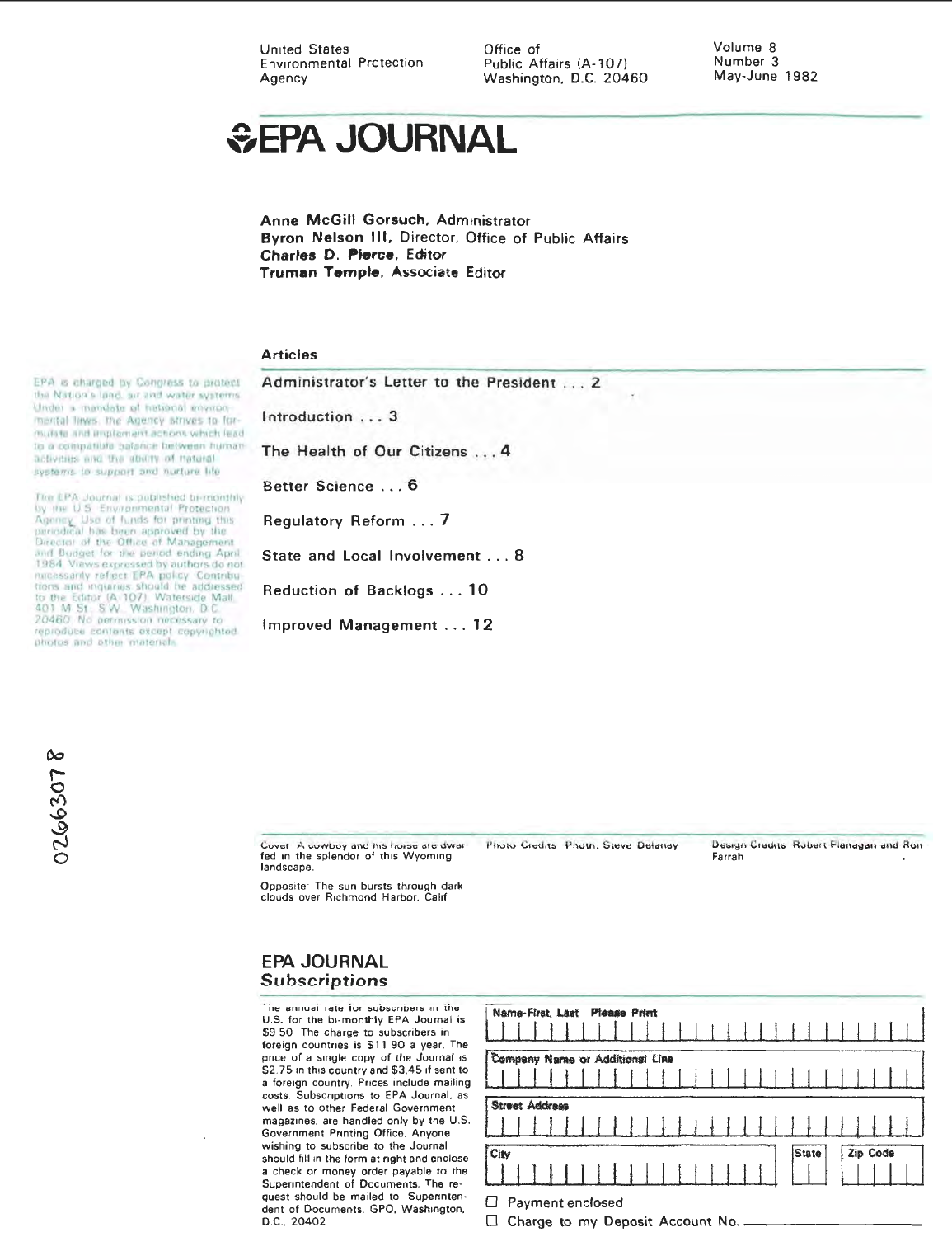United States Environmental Protection Agency

Office of Public Affairs (A-107) Washington, D.C. 20460

Volume 8 Number 3 May-June 1982

# EPA JOURNAL

**Anne McGill Gorsuch**, Administrator
**Byron Nelson III**, Director, Office of Public Affairs
**Charles D. Pierce**, Editor
**Truman Temple**, Associate Editor

EPA is charged by Congress to protect the Nation's land, air and water systems. Under a mandate of national environmental laws, the Agency strives to formulate and implement actions which lead to a compatible balance between human activities and the ability of natural systems to support and nurture life.

The EPA Journal is published bi-monthly by the U.S. Environmental Protection Agency. Use of funds for printing this periodical has been approved by the Director of the Office of Management and Budget for the period ending April 1984. Views expressed by authors do not necessarily reflect EPA policy. Contributions and inquiries should be addressed to the Editor (A-107), Waterside Mall, 401 M St., S.W., Washington, D.C. 20460. No permission necessary to reproduce contents except copyrighted photos and other materials.

## Articles

Administrator's Letter to the President ... 2

Introduction ... 3

The Health of Our Citizens ... 4

Better Science ... 6

Regulatory Reform ... 7

State and Local Involvement ... 8

Reduction of Backlogs ... 10

Improved Management ... 12

02663078

Cover: A cowboy and his horse are dwarfed in the splendor of this Wyoming landscape.

Opposite: The sun bursts through dark clouds over Richmond Harbor, Calif.

Photo Credits: Photo, Steve Delaney

Design Credits: Robert Flanagan and Ron Farrah

## EPA JOURNAL Subscriptions

The annual rate for subscribers in the U.S. for the bi-monthly EPA Journal is $9.50. The charge to subscribers in foreign countries is $11.90 a year. The price of a single copy of the Journal is $2.75 in this country and $3.45 if sent to a foreign country. Prices include mailing costs. Subscriptions to EPA Journal, as well as to other Federal Government magazines, are handled only by the U.S. Government Printing Office. Anyone wishing to subscribe to the Journal should fill in the form at right and enclose a check or money order payable to the Superintendent of Documents. The request should be mailed to: Superintendent of Documents, GPO, Washington, D.C., 20402

Name-First, Last    Please Print

Company Name or Additional Line

Street Address

City | State | Zip Code

☐ Payment enclosed
☐ Charge to my Deposit Account No. ______________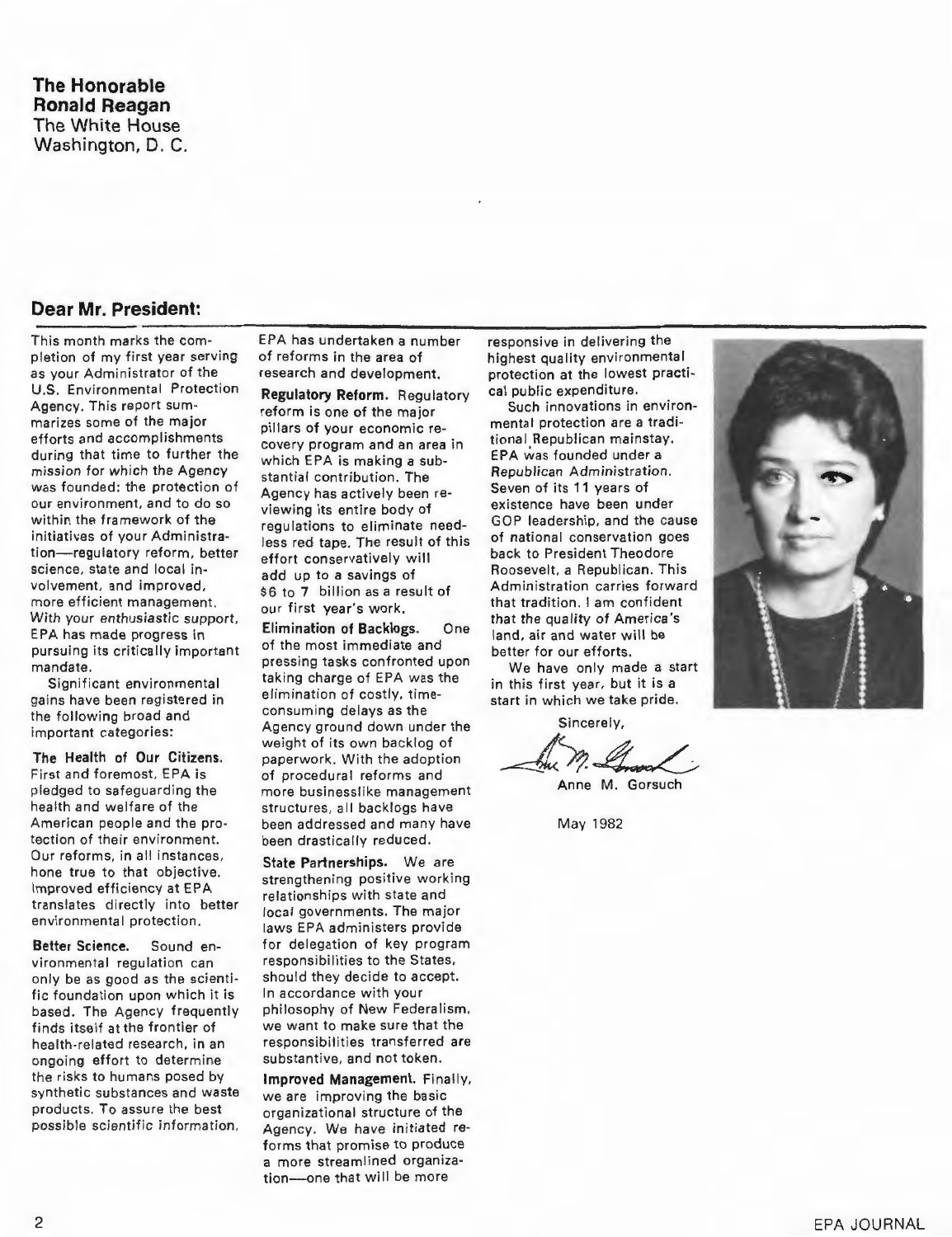**The Honorable**
**Ronald Reagan**
The White House
Washington, D. C.

## Dear Mr. President:

This month marks the completion of my first year serving as your Administrator of the U.S. Environmental Protection Agency. This report summarizes some of the major efforts and accomplishments during that time to further the mission for which the Agency was founded: the protection of our environment, and to do so within the framework of the initiatives of your Administration—regulatory reform, better science, state and local involvement, and improved, more efficient management. With your enthusiastic support, EPA has made progress in pursuing its critically important mandate.

Significant environmental gains have been registered in the following broad and important categories:

**The Health of Our Citizens.** First and foremost, EPA is pledged to safeguarding the health and welfare of the American people and the protection of their environment. Our reforms, in all instances, hone true to that objective. Improved efficiency at EPA translates directly into better environmental protection.

**Better Science.** Sound environmental regulation can only be as good as the scientific foundation upon which it is based. The Agency frequently finds itself at the frontier of health-related research, in an ongoing effort to determine the risks to humans posed by synthetic substances and waste products. To assure the best possible scientific information, EPA has undertaken a number of reforms in the area of research and development.

**Regulatory Reform.** Regulatory reform is one of the major pillars of your economic recovery program and an area in which EPA is making a substantial contribution. The Agency has actively been reviewing its entire body of regulations to eliminate needless red tape. The result of this effort conservatively will add up to a savings of $6 to 7 billion as a result of our first year's work.

**Elimination of Backlogs.** One of the most immediate and pressing tasks confronted upon taking charge of EPA was the elimination of costly, time-consuming delays as the Agency ground down under the weight of its own backlog of paperwork. With the adoption of procedural reforms and more businesslike management structures, all backlogs have been addressed and many have been drastically reduced.

**State Partnerships.** We are strengthening positive working relationships with state and local governments. The major laws EPA administers provide for delegation of key program responsibilities to the States, should they decide to accept. In accordance with your philosophy of New Federalism, we want to make sure that the responsibilities transferred are substantive, and not token.

**Improved Management.** Finally, we are improving the basic organizational structure of the Agency. We have initiated reforms that promise to produce a more streamlined organization—one that will be more responsive in delivering the highest quality environmental protection at the lowest practical public expenditure.

Such innovations in environmental protection are a traditional Republican mainstay. EPA was founded under a Republican Administration. Seven of its 11 years of existence have been under GOP leadership, and the cause of national conservation goes back to President Theodore Roosevelt, a Republican. This Administration carries forward that tradition. I am confident that the quality of America's land, air and water will be better for our efforts.

We have only made a start in this first year, but it is a start in which we take pride.

Sincerely,

Anne M. Gorsuch

May 1982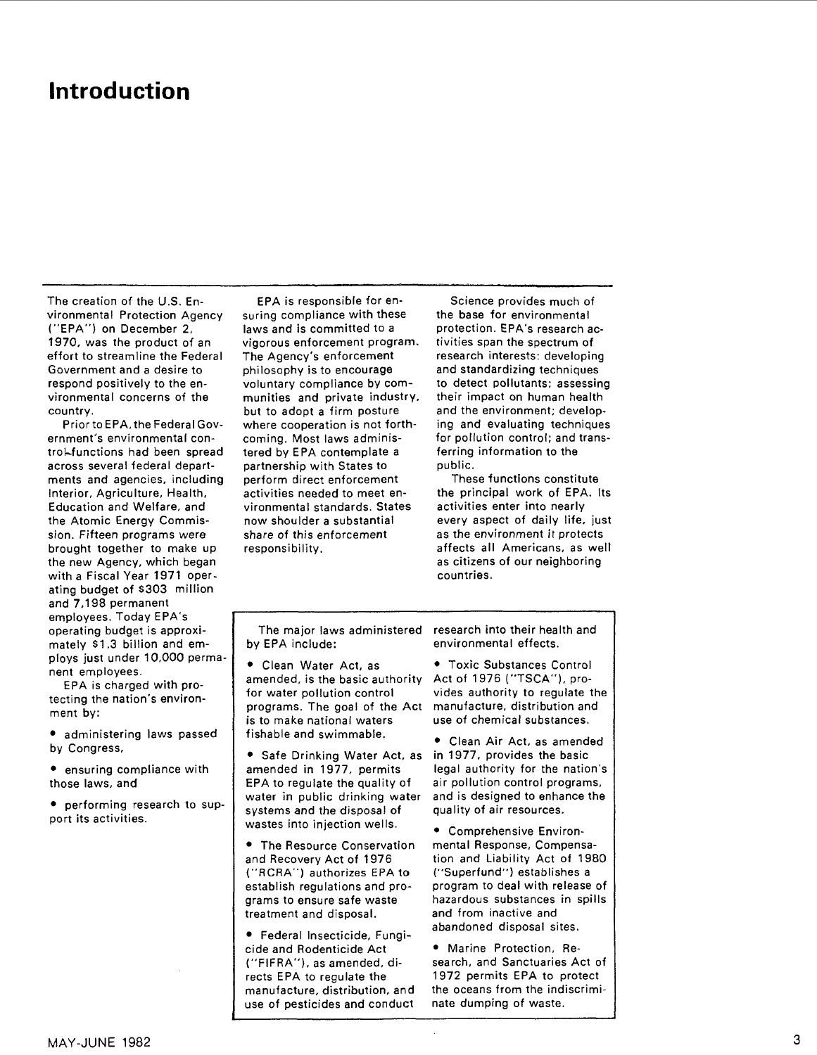# Introduction

The creation of the U.S. Environmental Protection Agency ("EPA") on December 2, 1970, was the product of an effort to streamline the Federal Government and a desire to respond positively to the environmental concerns of the country.

Prior to EPA, the Federal Government's environmental control functions had been spread across several federal departments and agencies, including Interior, Agriculture, Health, Education and Welfare, and the Atomic Energy Commission. Fifteen programs were brought together to make up the new Agency, which began with a Fiscal Year 1971 operating budget of $303 million and 7,198 permanent employees. Today EPA's operating budget is approximately $1.3 billion and employs just under 10,000 permanent employees.

EPA is charged with protecting the nation's environment by:

- administering laws passed by Congress,
- ensuring compliance with those laws, and
- performing research to support its activities.

EPA is responsible for ensuring compliance with these laws and is committed to a vigorous enforcement program. The Agency's enforcement philosophy is to encourage voluntary compliance by communities and private industry, but to adopt a firm posture where cooperation is not forthcoming. Most laws administered by EPA contemplate a partnership with States to perform direct enforcement activities needed to meet environmental standards. States now shoulder a substantial share of this enforcement responsibility.

Science provides much of the base for environmental protection. EPA's research activities span the spectrum of research interests: developing and standardizing techniques to detect pollutants; assessing their impact on human health and the environment; developing and evaluating techniques for pollution control; and transferring information to the public.

These functions constitute the principal work of EPA. Its activities enter into nearly every aspect of daily life, just as the environment it protects affects all Americans, as well as citizens of our neighboring countries.

The major laws administered by EPA include:

- Clean Water Act, as amended, is the basic authority for water pollution control programs. The goal of the Act is to make national waters fishable and swimmable.
- Safe Drinking Water Act, as amended in 1977, permits EPA to regulate the quality of water in public drinking water systems and the disposal of wastes into injection wells.
- The Resource Conservation and Recovery Act of 1976 ("RCRA") authorizes EPA to establish regulations and programs to ensure safe waste treatment and disposal.
- Federal Insecticide, Fungicide and Rodenticide Act ("FIFRA"), as amended, directs EPA to regulate the manufacture, distribution, and use of pesticides and conduct research into their health and environmental effects.
- Toxic Substances Control Act of 1976 ("TSCA"), provides authority to regulate the manufacture, distribution and use of chemical substances.
- Clean Air Act, as amended in 1977, provides the basic legal authority for the nation's air pollution control programs, and is designed to enhance the quality of air resources.
- Comprehensive Environmental Response, Compensation and Liability Act of 1980 ("Superfund") establishes a program to deal with release of hazardous substances in spills and from inactive and abandoned disposal sites.
- Marine Protection, Research, and Sanctuaries Act of 1972 permits EPA to protect the oceans from the indiscriminate dumping of waste.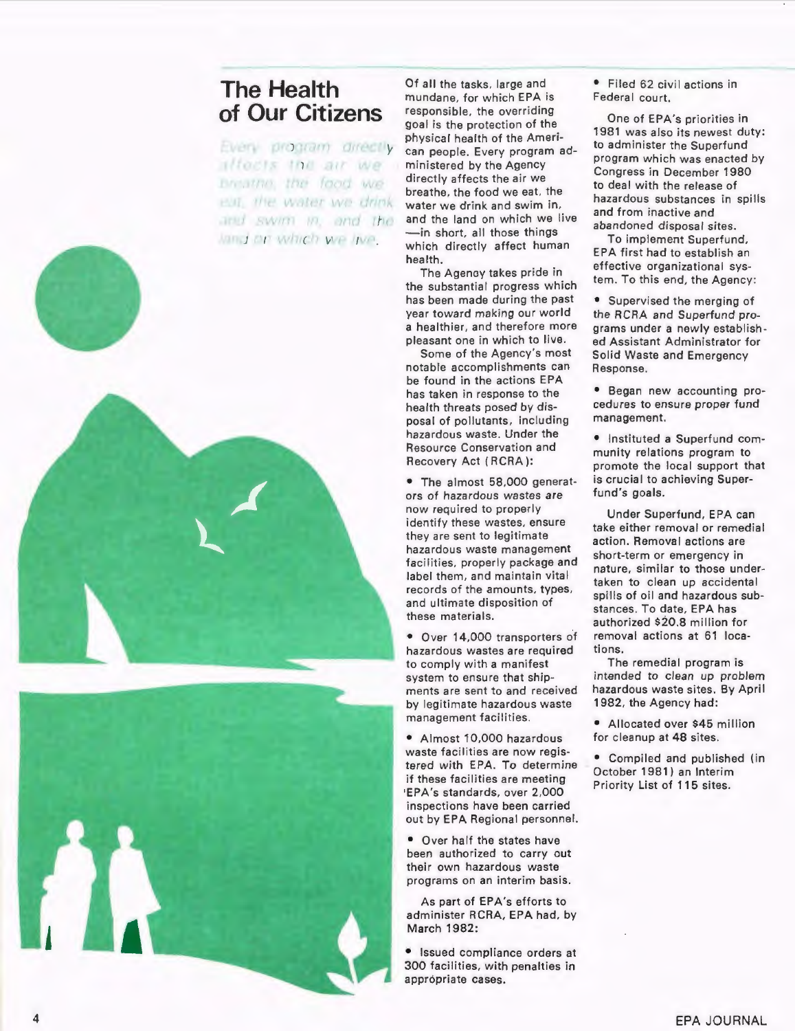# The Health of Our Citizens

*Every program directly affects the air we breathe, the food we eat, the water we drink and swim in, and the land on which we live.*

Of all the tasks, large and mundane, for which EPA is responsible, the overriding goal is the protection of the physical health of the American people. Every program administered by the Agency directly affects the air we breathe, the food we eat, the water we drink and swim in, and the land on which we live —in short, all those things which directly affect human health.

The Agency takes pride in the substantial progress which has been made during the past year toward making our world a healthier, and therefore more pleasant one in which to live.

Some of the Agency's most notable accomplishments can be found in the actions EPA has taken in response to the health threats posed by disposal of pollutants, including hazardous waste. Under the Resource Conservation and Recovery Act (RCRA):

- The almost 58,000 generators of hazardous wastes are now required to properly identify these wastes, ensure they are sent to legitimate hazardous waste management facilities, properly package and label them, and maintain vital records of the amounts, types, and ultimate disposition of these materials.
- Over 14,000 transporters of hazardous wastes are required to comply with a manifest system to ensure that shipments are sent to and received by legitimate hazardous waste management facilities.
- Almost 10,000 hazardous waste facilities are now registered with EPA. To determine if these facilities are meeting EPA's standards, over 2,000 inspections have been carried out by EPA Regional personnel.
- Over half the states have been authorized to carry out their own hazardous waste programs on an interim basis.

As part of EPA's efforts to administer RCRA, EPA had, by March 1982:

- Issued compliance orders at 300 facilities, with penalties in appropriate cases.
- Filed 62 civil actions in Federal court.

One of EPA's priorities in 1981 was also its newest duty: to administer the Superfund program which was enacted by Congress in December 1980 to deal with the release of hazardous substances in spills and from inactive and abandoned disposal sites.

To implement Superfund, EPA first had to establish an effective organizational system. To this end, the Agency:

- Supervised the merging of the RCRA and Superfund programs under a newly established Assistant Administrator for Solid Waste and Emergency Response.
- Began new accounting procedures to ensure proper fund management.
- Instituted a Superfund community relations program to promote the local support that is crucial to achieving Superfund's goals.

Under Superfund, EPA can take either removal or remedial action. Removal actions are short-term or emergency in nature, similar to those undertaken to clean up accidental spills of oil and hazardous substances. To date, EPA has authorized $20.8 million for removal actions at 61 locations.

The remedial program is intended to clean up problem hazardous waste sites. By April 1982, the Agency had:

- Allocated over $45 million for cleanup at 48 sites.
- Compiled and published (in October 1981) an Interim Priority List of 115 sites.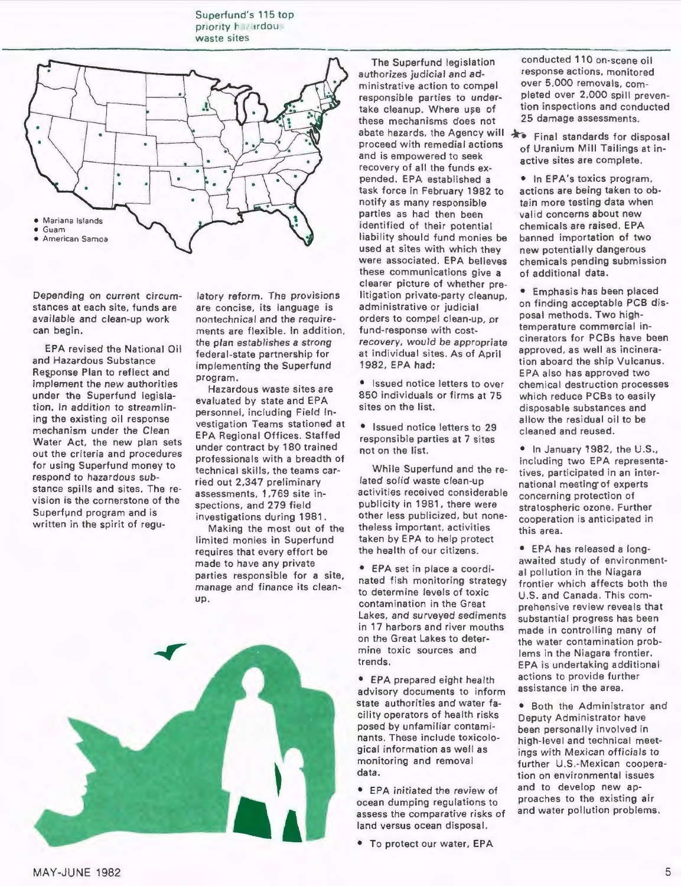Superfund's 115 top priority hazardous waste sites

- Mariana Islands
- Guam
- American Samoa

Depending on current circumstances at each site, funds are available and clean-up work can begin.

EPA revised the National Oil and Hazardous Substance Response Plan to reflect and implement the new authorities under the Superfund legislation. In addition to streamlining the existing oil response mechanism under the Clean Water Act, the new plan sets out the criteria and procedures for using Superfund money to respond to hazardous substance spills and sites. The revision is the cornerstone of the Superfund program and is written in the spirit of regulatory reform. The provisions are concise, its language is nontechnical and the requirements are flexible. In addition, the plan establishes a strong federal-state partnership for implementing the Superfund program.

Hazardous waste sites are evaluated by state and EPA personnel, including Field Investigation Teams stationed at EPA Regional Offices. Staffed under contract by 180 trained professionals with a breadth of technical skills, the teams carried out 2,347 preliminary assessments, 1,769 site inspections, and 279 field investigations during 1981.

Making the most out of the limited monies in Superfund requires that every effort be made to have any private parties responsible for a site, manage and finance its cleanup.

The Superfund legislation authorizes judicial and administrative action to compel responsible parties to undertake cleanup. Where use of these mechanisms does not abate hazards, the Agency will proceed with remedial actions and is empowered to seek recovery of all the funds expended. EPA established a task force in February 1982 to notify as many responsible parties as had then been identified of their potential liability should fund monies be used at sites with which they were associated. EPA believes these communications give a clearer picture of whether prelitigation private-party cleanup, administrative or judicial orders to compel clean-up, or fund-response with cost-recovery, would be appropriate at individual sites. As of April 1982, EPA had:

- Issued notice letters to over 850 individuals or firms at 75 sites on the list.
- Issued notice letters to 29 responsible parties at 7 sites not on the list.

While Superfund and the related solid waste clean-up activities received considerable publicity in 1981, there were other less publicized, but nonetheless important, activities taken by EPA to help protect the health of our citizens.

- EPA set in place a coordinated fish monitoring strategy to determine levels of toxic contamination in the Great Lakes, and surveyed sediments in 17 harbors and river mouths on the Great Lakes to determine toxic sources and trends.
- EPA prepared eight health advisory documents to inform state authorities and water facility operators of health risks posed by unfamiliar contaminants. These include toxicological information as well as monitoring and removal data.
- EPA initiated the review of ocean dumping regulations to assess the comparative risks of land versus ocean disposal.
- To protect our water, EPA conducted 110 on-scene oil response actions, monitored over 5,000 removals, completed over 2,000 spill prevention inspections and conducted 25 damage assessments.
- Final standards for disposal of Uranium Mill Tailings at inactive sites are complete.
- In EPA's toxics program, actions are being taken to obtain more testing data when valid concerns about new chemicals are raised. EPA banned importation of two new potentially dangerous chemicals pending submission of additional data.
- Emphasis has been placed on finding acceptable PCB disposal methods. Two high-temperature commercial incinerators for PCBs have been approved, as well as incineration aboard the ship Vulcanus. EPA also has approved two chemical destruction processes which reduce PCBs to easily disposable substances and allow the residual oil to be cleaned and reused.
- In January 1982, the U.S., including two EPA representatives, participated in an international meeting of experts concerning protection of stratospheric ozone. Further cooperation is anticipated in this area.
- EPA has released a long-awaited study of environmental pollution in the Niagara frontier which affects both the U.S. and Canada. This comprehensive review reveals that substantial progress has been made in controlling many of the water contamination problems in the Niagara frontier. EPA is undertaking additional actions to provide further assistance in the area.
- Both the Administrator and Deputy Administrator have been personally involved in high-level and technical meetings with Mexican officials to further U.S.-Mexican cooperation on environmental issues and to develop new approaches to the existing air and water pollution problems.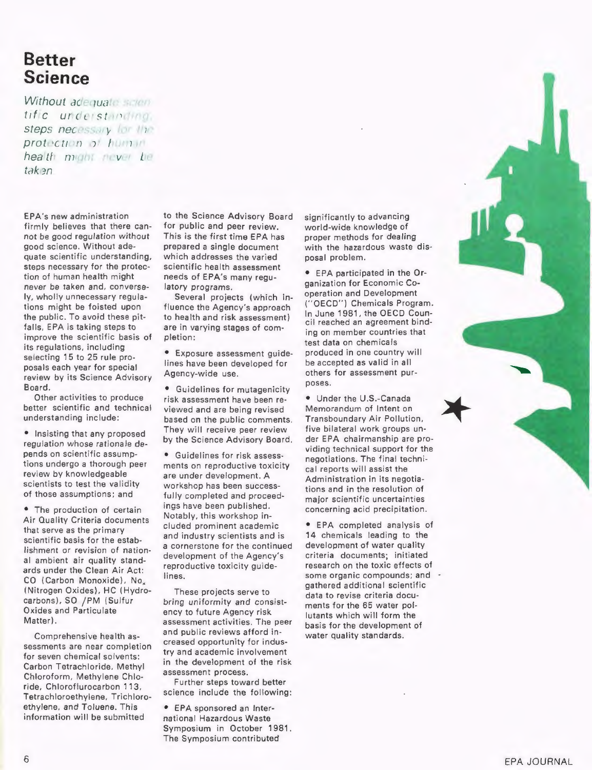# Better Science

*Without adequate scientific understanding, steps necessary for the protection of human health might never be taken*

EPA's new administration firmly believes that there cannot be good regulation without good science. Without adequate scientific understanding, steps necessary for the protection of human health might never be taken and, conversely, wholly unnecessary regulations might be foisted upon the public. To avoid these pitfalls, EPA is taking steps to improve the scientific basis of its regulations, including selecting 15 to 25 rule proposals each year for special review by its Science Advisory Board.

Other activities to produce better scientific and technical understanding include:

- Insisting that any proposed regulation whose rationale depends on scientific assumptions undergo a thorough peer review by knowledgeable scientists to test the validity of those assumptions; and

- The production of certain Air Quality Criteria documents that serve as the primary scientific basis for the establishment or revision of national ambient air quality standards under the Clean Air Act: CO (Carbon Monoxide), $No_x$ (Nitrogen Oxides), HC (Hydrocarbons), SO /PM (Sulfur Oxides and Particulate Matter).

Comprehensive health assessments are near completion for seven chemical solvents: Carbon Tetrachloride, Methyl Chloroform, Methylene Chloride, Chloroflurocarbon 113, Tetrachloroethylene, Trichloroethylene, and Toluene. This information will be submitted to the Science Advisory Board for public and peer review. This is the first time EPA has prepared a single document which addresses the varied scientific health assessment needs of EPA's many regulatory programs.

Several projects (which influence the Agency's approach to health and risk assessment) are in varying stages of completion:

- Exposure assessment guidelines have been developed for Agency-wide use.

- Guidelines for mutagenicity risk assessment have been reviewed and are being revised based on the public comments. They will receive peer review by the Science Advisory Board.

- Guidelines for risk assessments on reproductive toxicity are under development. A workshop has been successfully completed and proceedings have been published. Notably, this workshop included prominent academic and industry scientists and is a cornerstone for the continued development of the Agency's reproductive toxicity guidelines.

These projects serve to bring uniformity and consistency to future Agency risk assessment activities. The peer and public reviews afford increased opportunity for industry and academic involvement in the development of the risk assessment process.

Further steps toward better science include the following:

- EPA sponsored an International Hazardous Waste Symposium in October 1981. The Symposium contributed significantly to advancing world-wide knowledge of proper methods for dealing with the hazardous waste disposal problem.

- EPA participated in the Organization for Economic Cooperation and Development ("OECD") Chemicals Program. In June 1981, the OECD Council reached an agreement binding on member countries that test data on chemicals produced in one country will be accepted as valid in all others for assessment purposes.

- Under the U.S.-Canada Memorandum of Intent on Transboundary Air Pollution, five bilateral work groups under EPA chairmanship are providing technical support for the negotiations. The final technical reports will assist the Administration in its negotiations and in the resolution of major scientific uncertainties concerning acid precipitation.

- EPA completed analysis of 14 chemicals leading to the development of water quality criteria documents; initiated research on the toxic effects of some organic compounds; and gathered additional scientific data to revise criteria documents for the 65 water pollutants which will form the basis for the development of water quality standards.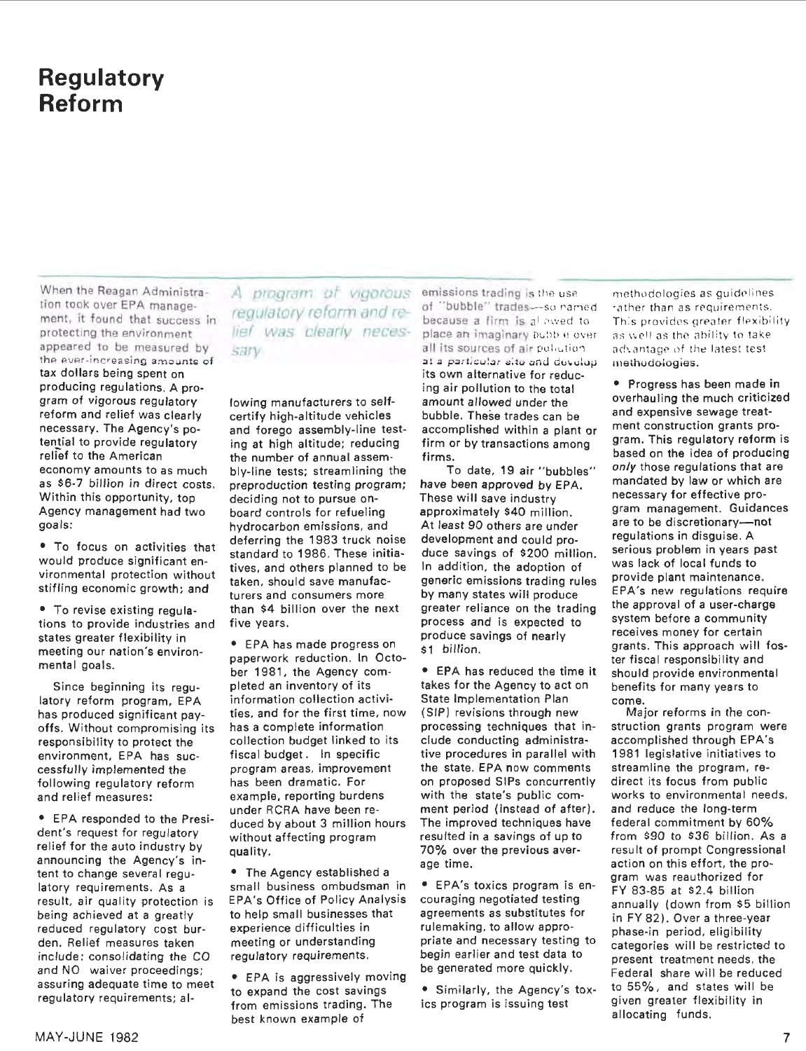# Regulatory Reform

When the Reagan Administration took over EPA management, it found that success in protecting the environment appeared to be measured by the ever-increasing amounts of tax dollars being spent on producing regulations. A program of vigorous regulatory reform and relief was clearly necessary. The Agency's potential to provide regulatory relief to the American economy amounts to as much as *$6-7 billion in* direct costs. Within this opportunity, top Agency management had two goals:

- To focus on activities that would produce significant environmental protection without stifling economic growth; and
- To revise existing regulations to provide industries and states greater flexibility in meeting our nation's environmental goals.

Since beginning its regulatory reform program, EPA has produced significant payoffs. Without compromising its responsibility to protect the environment, EPA has successfully implemented the following regulatory reform and relief measures:

*A program of vigorous regulatory reform and relief was clearly necessary.*

- EPA responded to the President's request for regulatory relief for the auto industry by announcing the Agency's intent to change several regulatory requirements. As a result, air quality protection is being achieved at a greatly reduced regulatory cost burden. Relief measures taken include: consolidating the CO and NO waiver proceedings; assuring adequate time to meet regulatory requirements; allowing manufacturers to self-certify high-altitude vehicles and forego assembly-line testing at high altitude; reducing the number of annual assembly-line tests; streamlining the preproduction testing program; deciding not to pursue on-board controls for refueling hydrocarbon emissions, and deferring the 1983 truck noise standard to 1986. These initiatives, and others planned to be taken, should save manufacturers and consumers more than $4 billion over the next five years.
- EPA has made progress on paperwork reduction. In October 1981, the Agency completed an inventory of its information collection activities, and for the first time, now has a complete information collection budget linked to its fiscal budget. In specific program areas, improvement has been dramatic. For example, reporting burdens under RCRA have been reduced by about 3 million hours without affecting program quality.
- The Agency established a small business ombudsman in EPA's Office of Policy Analysis to help small businesses that experience difficulties in meeting or understanding regulatory requirements.
- EPA is aggressively moving to expand the cost savings from emissions trading. The best known example of emissions trading is the use of "bubble" trades—so named because a firm is allowed to place an imaginary bubble over all its sources of air pollution at a particular site and develop its own alternative for reducing air pollution to the total amount allowed under the bubble. These trades can be accomplished within a plant or firm or by transactions among firms.

    To date, 19 air "bubbles" have been approved by EPA. These will save industry approximately $40 million. At least 90 others are under development and could produce savings of $200 million. In addition, the adoption of generic emissions trading rules by many states will produce greater reliance on the trading process and is expected to produce savings of nearly $1 *billion.*
- EPA has reduced the time it takes for the Agency to act on State Implementation Plan (SIP) revisions through new processing techniques that include conducting administrative procedures in parallel with the state. EPA now comments on proposed SIPs concurrently with the state's public comment period (instead of after). The improved techniques have resulted in a savings of up to 70% over the previous average time.
- EPA's toxics program is encouraging negotiated testing agreements as substitutes for rulemaking, to allow appropriate and necessary testing to begin earlier and test data to be generated more quickly.
- Similarly, the Agency's toxics program is issuing test methodologies as guidelines rather than as requirements. This provides greater flexibility as well as the ability to take advantage of the latest test methodologies.
- Progress has been made in overhauling the much criticized and expensive sewage treatment construction grants program. This regulatory reform is based on the idea of producing *only* those regulations that are mandated by law or which are necessary for effective program management. Guidances are to be discretionary—not regulations in disguise. A serious problem in years past was lack of local funds to provide plant maintenance. EPA's new regulations require the approval of a user-charge system before a community receives money for certain grants. This approach will foster fiscal responsibility and should provide environmental benefits for many years to come.

    Major reforms in the construction grants program were accomplished through EPA's 1981 legislative initiatives to streamline the program, redirect its focus from public works to environmental needs, and reduce the long-term federal commitment by 60% from $90 to $36 billion. As a result of prompt Congressional action on this effort, the program was reauthorized for FY 83-85 at $2.4 billion annually (down from $5 billion in FY 82). Over a three-year phase-in period, eligibility categories will be restricted to present treatment needs, the Federal share will be reduced to 55%, and states will be given greater flexibility in allocating funds.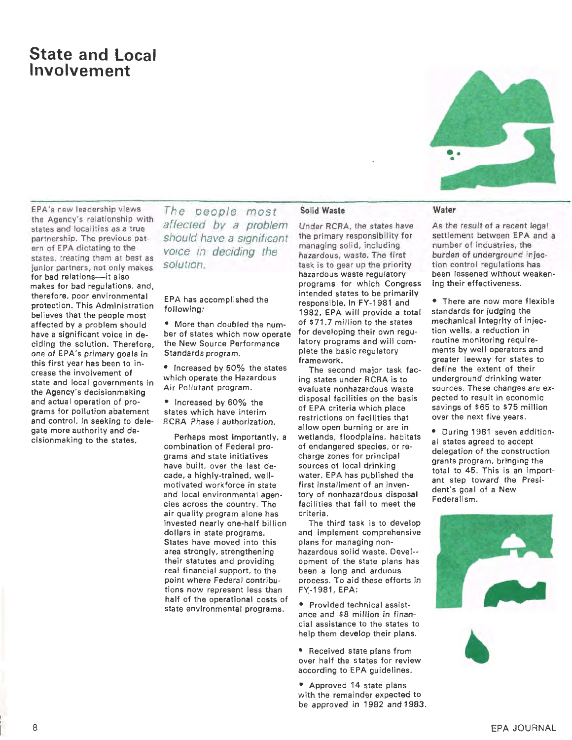# State and Local Involvement

EPA's new leadership views the Agency's relationship with states and localities as a true partnership. The previous pattern of EPA dictating to the states, treating them at best as junior partners, not only makes for bad relations—it also makes for bad regulations, and, therefore, poor environmental protection. This Administration believes that the people most affected by a problem should have a significant voice in deciding the solution. Therefore, one of EPA's primary goals in this first year has been to increase the involvement of state and local governments in the Agency's decisionmaking and actual operation of programs for pollution abatement and control. In seeking to delegate more authority and decisionmaking to the states,

*The people most affected by a problem should have a significant voice in deciding the solution.*

EPA has accomplished the following:

- More than doubled the number of states which now operate the New Source Performance Standards program.
- Increased by 50% the states which operate the Hazardous Air Pollutant program.
- Increased by 60% the states which have interim RCRA Phase I authorization.

Perhaps most importantly, a combination of Federal programs and state initiatives have built, over the last decade, a highly-trained, well-motivated workforce in state and local environmental agencies across the country. The air quality program alone has invested nearly one-half billion dollars in state programs. States have moved into this area strongly, strengthening their statutes and providing real financial support, to the point where Federal contributions now represent less than half of the operational costs of state environmental programs.

### Solid Waste

Under RCRA, the states have the primary responsibility for managing solid, including hazardous, waste. The first task is to gear up the priority hazardous waste regulatory programs for which Congress intended states to be primarily responsible. In FY-1981 and 1982, EPA will provide a total of $71.7 million to the states for developing their own regulatory programs and will complete the basic regulatory framework.

The second major task facing states under RCRA is to evaluate nonhazardous waste disposal facilities on the basis of EPA criteria which place restrictions on facilities that allow open burning or are in wetlands, floodplains, habitats of endangered species, or recharge zones for principal sources of local drinking water. EPA has published the first installment of an inventory of nonhazardous disposal facilities that fail to meet the criteria.

The third task is to develop and implement comprehensive plans for managing nonhazardous solid waste. Development of the state plans has been a long and arduous process. To aid these efforts in FY-1981, EPA:

- Provided technical assistance and $8 million in financial assistance to the states to help them develop their plans.
- Received state plans from over half the states for review according to EPA guidelines.
- Approved 14 state plans with the remainder expected to be approved in 1982 and 1983.

### Water

As the result of a recent legal settlement between EPA and a number of industries, the burden of underground injection control regulations has been lessened without weakening their effectiveness.

- There are now more flexible standards for judging the mechanical integrity of injection wells, a reduction in routine monitoring requirements by well operators and greater leeway for states to define the extent of their underground drinking water sources. These changes are expected to result in economic savings of $65 to $75 million over the next five years.
- During 1981 seven additional states agreed to accept delegation of the construction grants program, bringing the total to 45. This is an important step toward the President's goal of a New Federalism.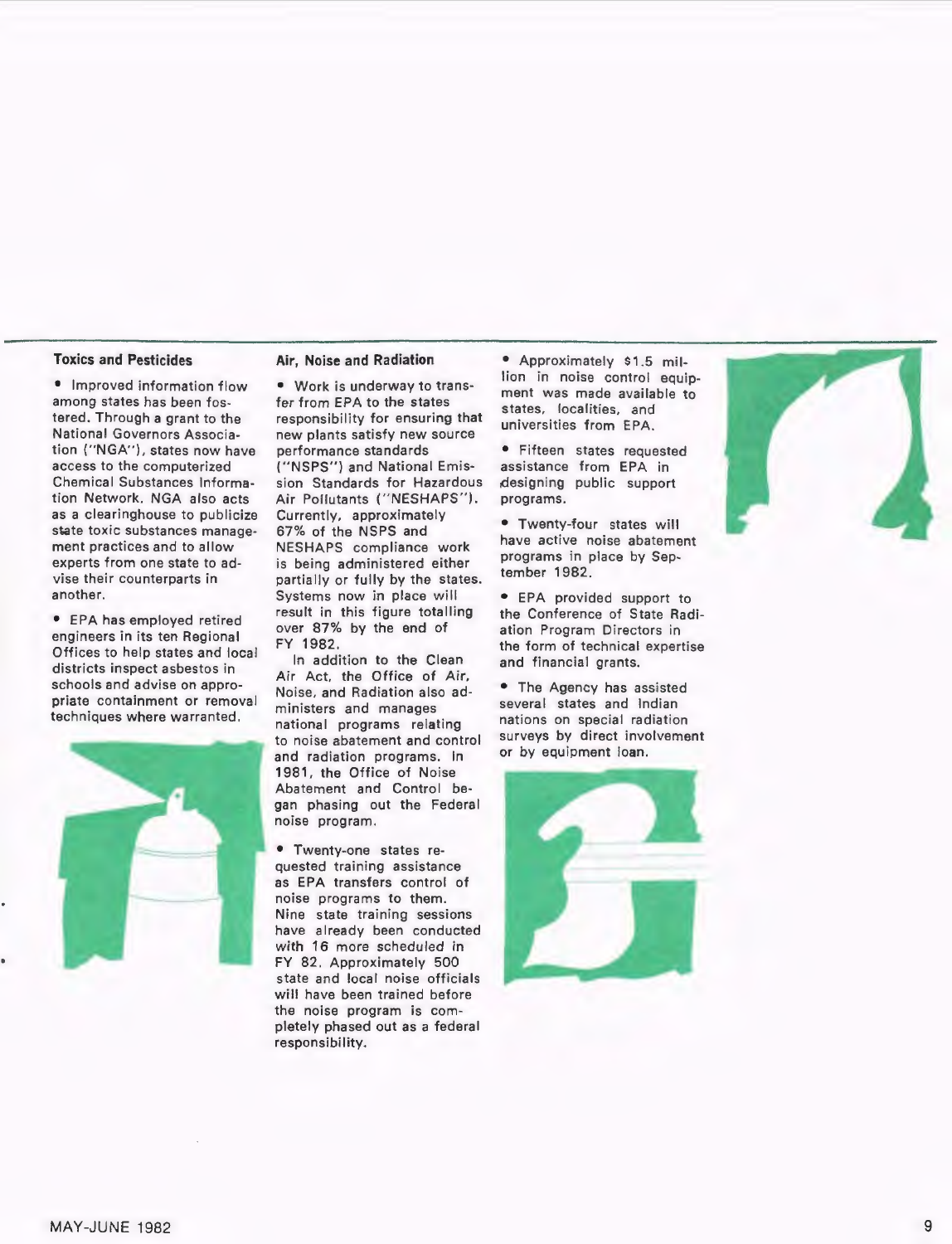### Toxics and Pesticides

- Improved information flow among states has been fostered. Through a grant to the National Governors Association ("NGA"), states now have access to the computerized Chemical Substances Information Network. NGA also acts as a clearinghouse to publicize state toxic substances management practices and to allow experts from one state to advise their counterparts in another.

- EPA has employed retired engineers in its ten Regional Offices to help states and local districts inspect asbestos in schools and advise on appropriate containment or removal techniques where warranted.

### Air, Noise and Radiation

- Work is underway to transfer from EPA to the states responsibility for ensuring that new plants satisfy new source performance standards ("NSPS") and National Emission Standards for Hazardous Air Pollutants ("NESHAPS"). Currently, approximately 67% of the NSPS and NESHAPS compliance work is being administered either partially or fully by the states. Systems now in place will result in this figure totalling over 87% by the end of FY 1982.

In addition to the Clean Air Act, the Office of Air, Noise, and Radiation also administers and manages national programs relating to noise abatement and control and radiation programs. In 1981, the Office of Noise Abatement and Control began phasing out the Federal noise program.

- Twenty-one states requested training assistance as EPA transfers control of noise programs to them. Nine state training sessions have already been conducted with 16 more scheduled in FY 82. Approximately 500 state and local noise officials will have been trained before the noise program is completely phased out as a federal responsibility.

- Approximately $1.5 million in noise control equipment was made available to states, localities, and universities from EPA.

- Fifteen states requested assistance from EPA in designing public support programs.

- Twenty-four states will have active noise abatement programs in place by September 1982.

- EPA provided support to the Conference of State Radiation Program Directors in the form of technical expertise and financial grants.

- The Agency has assisted several states and Indian nations on special radiation surveys by direct involvement or by equipment loan.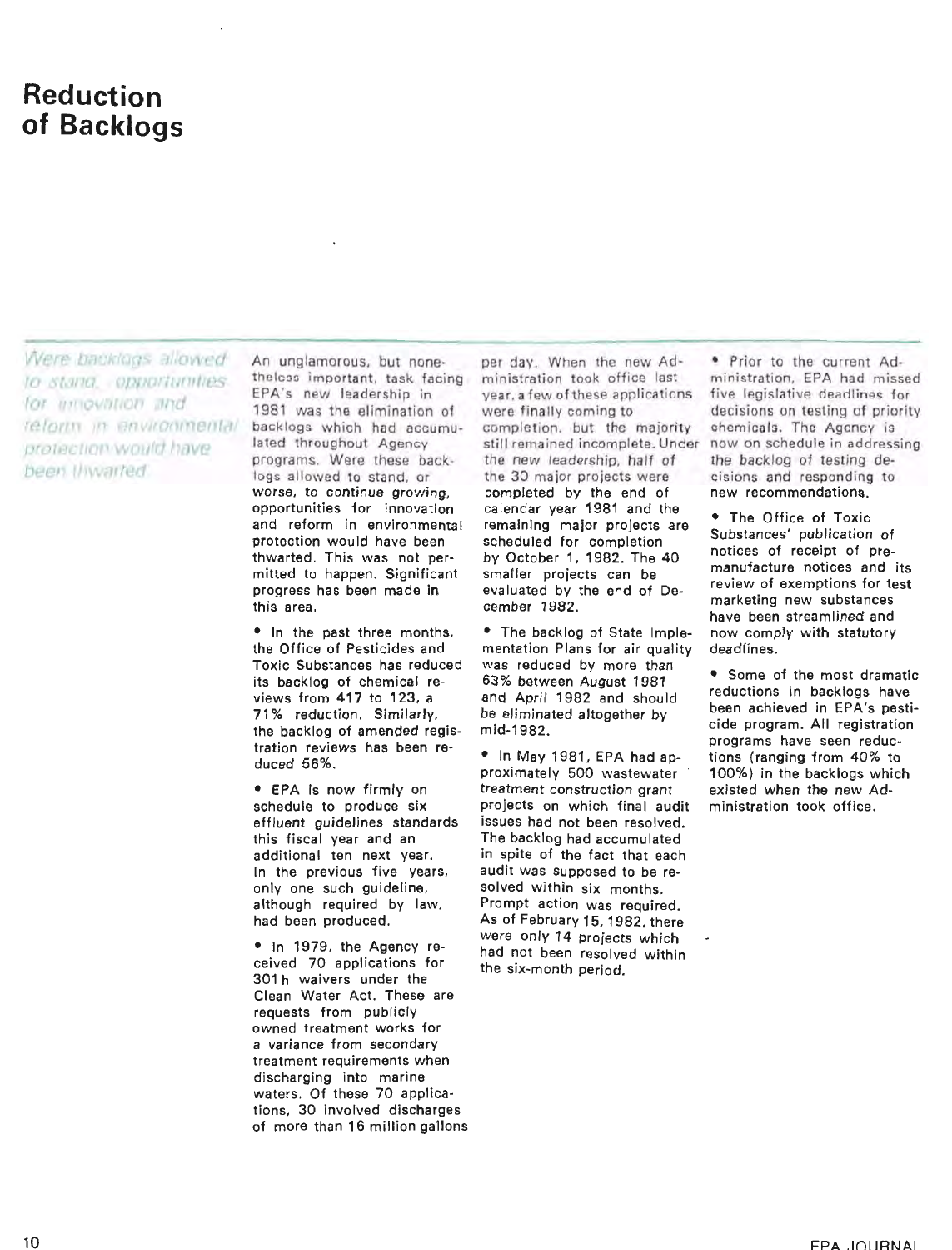# Reduction of Backlogs

*Were backlogs allowed to stand, opportunities for innovation and reform in environmental protection would have been thwarted.*

An unglamorous, but nonetheless important, task facing EPA's new leadership in 1981 was the elimination of backlogs which had accumulated throughout Agency programs. Were these backlogs allowed to stand, or worse, to continue growing, opportunities for innovation and reform in environmental protection would have been thwarted. This was not permitted to happen. Significant progress has been made in this area.

- In the past three months, the Office of Pesticides and Toxic Substances has reduced its backlog of chemical reviews from 417 to 123, a 71% reduction. Similarly, the backlog of amended registration reviews has been reduced 56%.

- EPA is now firmly on schedule to produce six effluent guidelines standards this fiscal year and an additional ten next year. In the previous five years, only one such guideline, although required by law, had been produced.

- In 1979, the Agency received 70 applications for 301h waivers under the Clean Water Act. These are requests from publicly owned treatment works for a variance from secondary treatment requirements when discharging into marine waters. Of these 70 applications, 30 involved discharges of more than 16 million gallons per day. When the new Administration took office last year, a few of these applications were finally coming to completion, but the majority still remained incomplete. Under the new leadership, half of the 30 major projects were completed by the end of calendar year 1981 and the remaining major projects are scheduled for completion by October 1, 1982. The 40 smaller projects can be evaluated by the end of December 1982.

- The backlog of State Implementation Plans for air quality was reduced by more than 63% between August 1981 and April 1982 and should be eliminated altogether by mid-1982.

- In May 1981, EPA had approximately 500 wastewater treatment construction grant projects on which final audit issues had not been resolved. The backlog had accumulated in spite of the fact that each audit was supposed to be resolved within six months. Prompt action was required. As of February 15, 1982, there were only 14 projects which had not been resolved within the six-month period.

- Prior to the current Administration, EPA had missed five legislative deadlines for decisions on testing of priority chemicals. The Agency is now on schedule in addressing the backlog of testing decisions and responding to new recommendations.

- The Office of Toxic Substances' publication of notices of receipt of premanufacture notices and its review of exemptions for test marketing new substances have been streamlined and now comply with statutory deadlines.

- Some of the most dramatic reductions in backlogs have been achieved in EPA's pesticide program. All registration programs have seen reductions (ranging from 40% to 100%) in the backlogs which existed when the new Administration took office.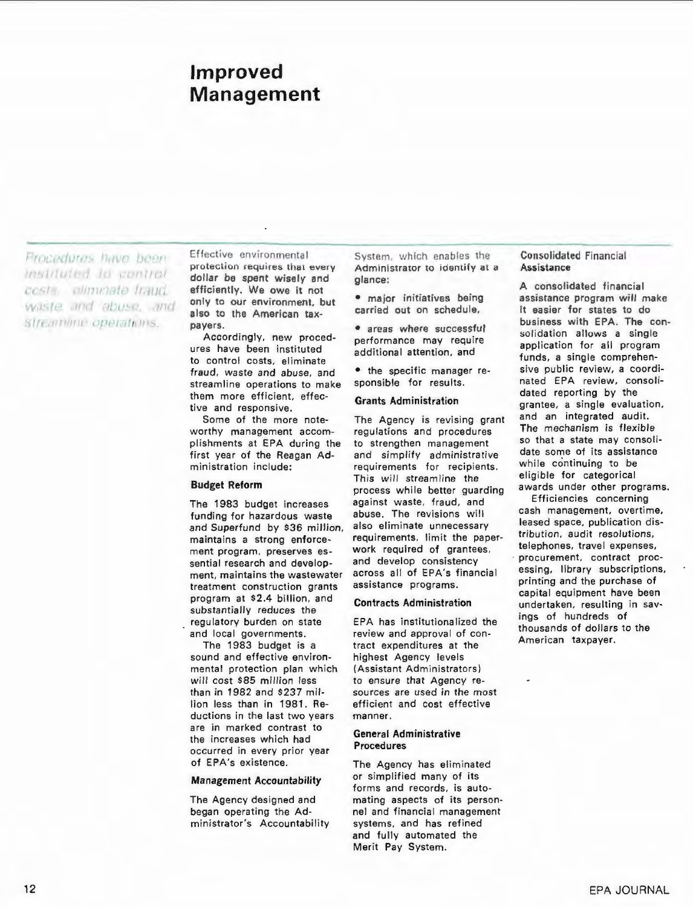# Improved Management

*Procedures have been instituted to control costs, eliminate fraud, waste and abuse, and streamline operations.*

Effective environmental protection requires that every dollar be spent wisely and efficiently. We owe it not only to our environment, but also to the American taxpayers.

Accordingly, new procedures have been instituted to control costs, eliminate fraud, waste and abuse, and streamline operations to make them more efficient, effective and responsive.

Some of the more noteworthy management accomplishments at EPA during the first year of the Reagan Administration include:

### Budget Reform

The 1983 budget increases funding for hazardous waste and Superfund by $36 million, maintains a strong enforcement program, preserves essential research and development, maintains the wastewater treatment construction grants program at $2.4 billion, and substantially reduces the regulatory burden on state and local governments.

The 1983 budget is a sound and effective environmental protection plan which will cost $85 million less than in 1982 and $237 million less than in 1981. Reductions in the last two years are in marked contrast to the increases which had occurred in every prior year of EPA's existence.

### Management Accountability

The Agency designed and began operating the Administrator's Accountability System, which enables the Administrator to identify at a glance:

- major initiatives being carried out on schedule,
- areas where successful performance may require additional attention, and
- the specific manager responsible for results.

### Grants Administration

The Agency is revising grant regulations and procedures to strengthen management and simplify administrative requirements for recipients. This will streamline the process while better guarding against waste, fraud, and abuse. The revisions will also eliminate unnecessary requirements, limit the paperwork required of grantees, and develop consistency across all of EPA's financial assistance programs.

### Contracts Administration

EPA has institutionalized the review and approval of contract expenditures at the highest Agency levels (Assistant Administrators) to ensure that Agency resources are used in the most efficient and cost effective manner.

### General Administrative Procedures

The Agency has eliminated or simplified many of its forms and records, is automating aspects of its personnel and financial management systems, and has refined and fully automated the Merit Pay System.

### Consolidated Financial Assistance

A consolidated financial assistance program will make it easier for states to do business with EPA. The consolidation allows a single application for all program funds, a single comprehensive public review, a coordinated EPA review, consolidated reporting by the grantee, a single evaluation, and an integrated audit. The mechanism is flexible so that a state may consolidate some of its assistance while continuing to be eligible for categorical awards under other programs.

Efficiencies concerning cash management, overtime, leased space, publication distribution, audit resolutions, telephones, travel expenses, procurement, contract processing, library subscriptions, printing and the purchase of capital equipment have been undertaken, resulting in savings of hundreds of thousands of dollars to the American taxpayer.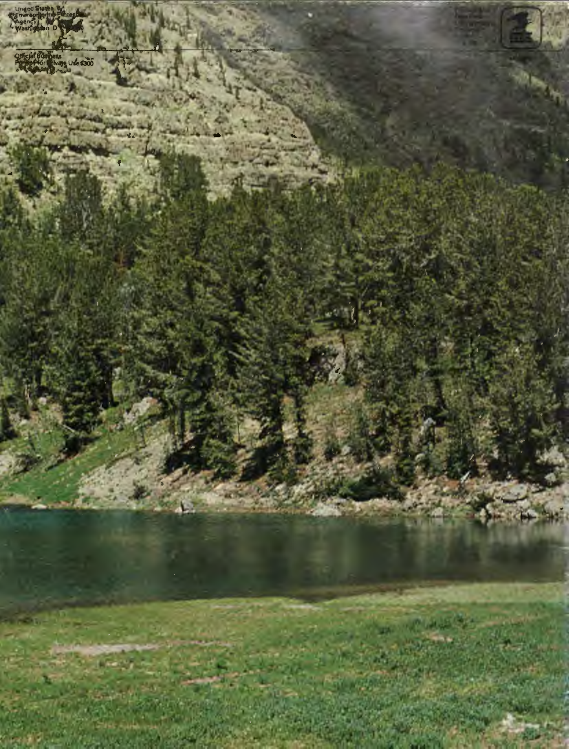United States
Environmental Protection
Agency
Washington DC

Official Business
Penalty for Private Use $300